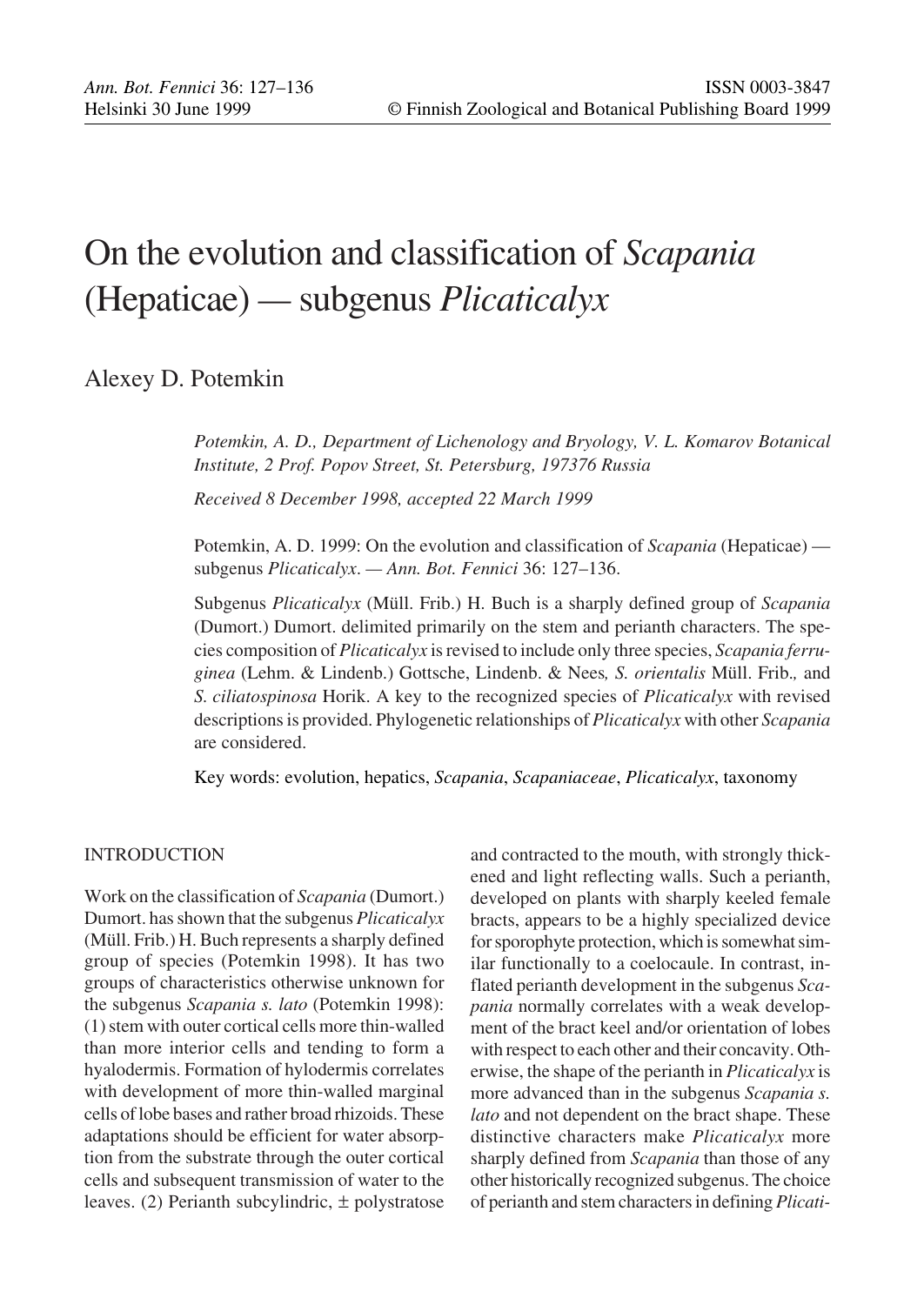# On the evolution and classification of *Scapania* (Hepaticae) — subgenus *Plicaticalyx*

Alexey D. Potemkin

*Potemkin, A. D., Department of Lichenology and Bryology, V. L. Komarov Botanical Institute, 2 Prof. Popov Street, St. Petersburg, 197376 Russia*

*Received 8 December 1998, accepted 22 March 1999*

Potemkin, A. D. 1999: On the evolution and classification of *Scapania* (Hepaticae) — subgenus *Plicaticalyx*. — *Ann. Bot. Fennici* 36: 127–136.

Subgenus *Plicaticalyx* (Müll. Frib.) H. Buch is a sharply defined group of *Scapania* (Dumort.) Dumort. delimited primarily on the stem and perianth characters. The species composition of *Plicaticalyx* is revised to include only three species, *Scapania ferruginea* (Lehm. & Lindenb.) Gottsche, Lindenb. & Nees*, S. orientalis* Müll. Frib.*,* and *S. ciliatospinosa* Horik. A key to the recognized species of *Plicaticalyx* with revised descriptions is provided. Phylogenetic relationships of *Plicaticalyx* with other *Scapania* are considered.

Key words: evolution, hepatics, *Scapania*, *Scapaniaceae*, *Plicaticalyx*, taxonomy

## INTRODUCTION

Work on the classification of *Scapania* (Dumort.) Dumort. has shown that the subgenus *Plicaticalyx* (Müll. Frib.) H. Buch represents a sharply defined group of species (Potemkin 1998). It has two groups of characteristics otherwise unknown for the subgenus *Scapania s. lato* (Potemkin 1998): (1) stem with outer cortical cells more thin-walled than more interior cells and tending to form a hyalodermis. Formation of hylodermis correlates with development of more thin-walled marginal cells of lobe bases and rather broad rhizoids. These adaptations should be efficient for water absorption from the substrate through the outer cortical cells and subsequent transmission of water to the leaves. (2) Perianth subcylindric, ± polystratose and contracted to the mouth, with strongly thickened and light reflecting walls. Such a perianth, developed on plants with sharply keeled female bracts, appears to be a highly specialized device for sporophyte protection, which is somewhat similar functionally to a coelocaule. In contrast, inflated perianth development in the subgenus *Scapania* normally correlates with a weak development of the bract keel and/or orientation of lobes with respect to each other and their concavity. Otherwise, the shape of the perianth in *Plicaticalyx* is more advanced than in the subgenus *Scapania s. lato* and not dependent on the bract shape. These distinctive characters make *Plicaticalyx* more sharply defined from *Scapania* than those of any other historically recognized subgenus. The choice of perianth and stem characters in defining *Plicati-*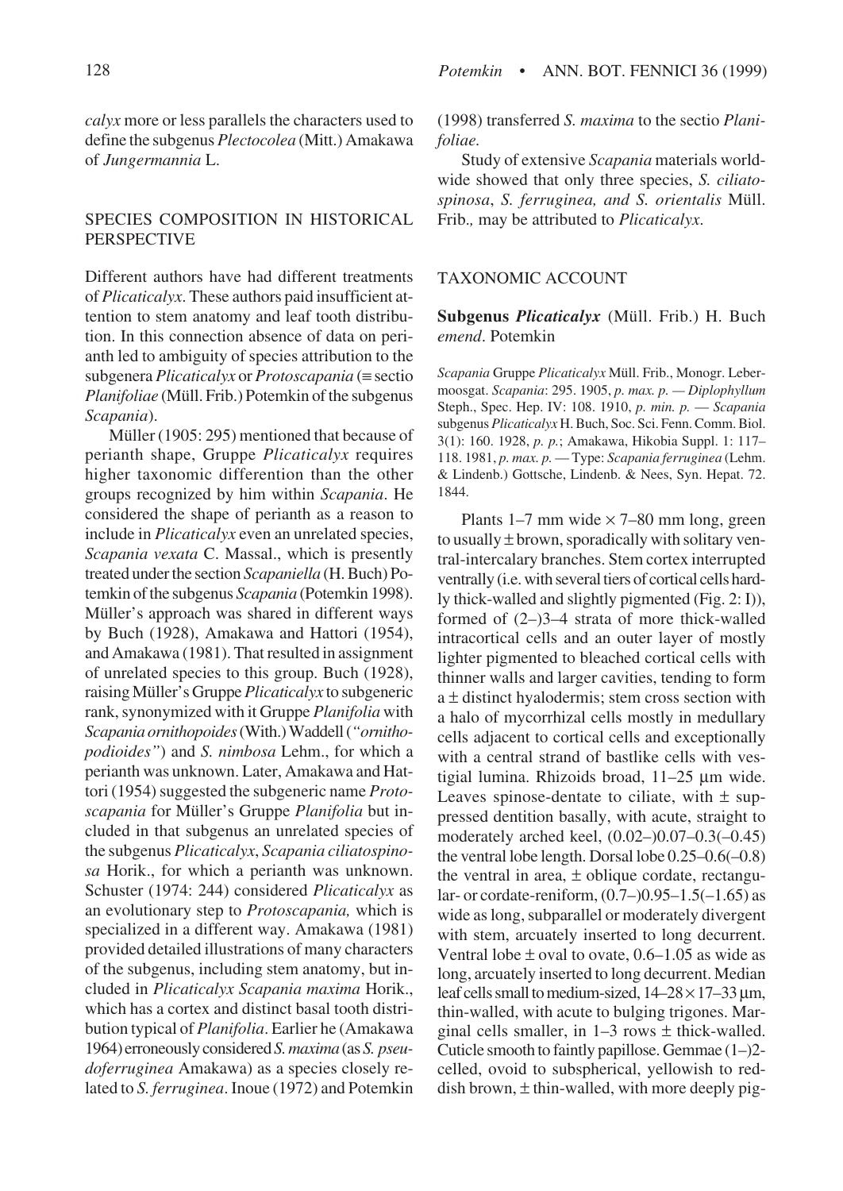*calyx* more or less parallels the characters used to define the subgenus *Plectocolea* (Mitt.) Amakawa of *Jungermannia* L.

## SPECIES COMPOSITION IN HISTORICAL PERSPECTIVE

Different authors have had different treatments of *Plicaticalyx*. These authors paid insufficient attention to stem anatomy and leaf tooth distribution. In this connection absence of data on perianth led to ambiguity of species attribution to the subgenera *Plicaticalyx* or *Protoscapania* (≡ sectio *Planifoliae* (Müll. Frib.) Potemkin of the subgenus *Scapania*).

Müller (1905: 295) mentioned that because of perianth shape, Gruppe *Plicaticalyx* requires higher taxonomic differention than the other groups recognized by him within *Scapania*. He considered the shape of perianth as a reason to include in *Plicaticalyx* even an unrelated species, *Scapania vexata* C. Massal., which is presently treated under the section *Scapaniella* (H. Buch) Potemkin of the subgenus *Scapania* (Potemkin 1998). Müller's approach was shared in different ways by Buch (1928), Amakawa and Hattori (1954), and Amakawa (1981). That resulted in assignment of unrelated species to this group. Buch (1928), raising Müller's Gruppe *Plicaticalyx* to subgeneric rank, synonymized with it Gruppe *Planifolia* with *Scapania ornithopoides* (With.) Waddell (*"ornithopodioides"*) and *S. nimbosa* Lehm., for which a perianth was unknown. Later, Amakawa and Hattori (1954) suggested the subgeneric name *Protoscapania* for Müller's Gruppe *Planifolia* but included in that subgenus an unrelated species of the subgenus *Plicaticalyx*, *Scapania ciliatospinosa* Horik., for which a perianth was unknown. Schuster (1974: 244) considered *Plicaticalyx* as an evolutionary step to *Protoscapania,* which is specialized in a different way. Amakawa (1981) provided detailed illustrations of many characters of the subgenus, including stem anatomy, but included in *Plicaticalyx Scapania maxima* Horik., which has a cortex and distinct basal tooth distribution typical of *Planifolia*. Earlier he (Amakawa 1964) erroneously considered *S. maxima* (as *S. pseudoferruginea* Amakawa) as a species closely related to *S. ferruginea*. Inoue (1972) and Potemkin (1998) transferred *S. maxima* to the sectio *Planifoliae*.

Study of extensive *Scapania* materials worldwide showed that only three species, *S. ciliatospinosa*, *S. ferruginea, and S. orientalis* Müll. Frib., may be attributed to *Plicaticalyx*.

## TAXONOMIC ACCOUNT

### Subgenus *Plicaticalyx* (Müll. Frib.) H. Buch *emend*. Potemkin

*Scapania* Gruppe *Plicaticalyx* Müll. Frib., Monogr. Lebermoosgat. *Scapania*: 295. 1905, *p. max. p.* — *Diplophyllum* Steph., Spec. Hep. IV: 108. 1910, *p. min. p.* — *Scapania* subgenus *Plicaticalyx* H. Buch, Soc. Sci. Fenn. Comm. Biol. 3(1): 160. 1928, *p. p.*; Amakawa, Hikobia Suppl. 1: 117–118. 1981, *p. max. p.* — Type: *Scapania ferruginea* (Lehm. & Lindenb.) Gottsche, Lindenb. & Nees, Syn. Hepat. 72. 1844.

Plants 1–7 mm wide × 7–80 mm long, green to usually ± brown, sporadically with solitary ventral-intercalary branches. Stem cortex interrupted ventrally (i.e. with several tiers of cortical cells hardly thick-walled and slightly pigmented (Fig. 2: I)), formed of (2–)3–4 strata of more thick-walled intracortical cells and an outer layer of mostly lighter pigmented to bleached cortical cells with thinner walls and larger cavities, tending to form a ± distinct hyalodermis; stem cross section with a halo of mycorrhizal cells mostly in medullary cells adjacent to cortical cells and exceptionally with a central strand of bastlike cells with vestigial lumina. Rhizoids broad, 11–25 µm wide. Leaves spinose-dentate to ciliate, with ± suppressed dentition basally, with acute, straight to moderately arched keel, (0.02–)0.07–0.3(–0.45) the ventral lobe length. Dorsal lobe 0.25–0.6(–0.8) the ventral in area, ± oblique cordate, rectangular- or cordate-reniform, (0.7–)0.95–1.5(–1.65) as wide as long, subparallel or moderately divergent with stem, arcuately inserted to long decurrent. Ventral lobe ± oval to ovate, 0.6–1.05 as wide as long, arcuately inserted to long decurrent. Median leaf cells small to medium-sized, 14–28 × 17–33 µm, thin-walled, with acute to bulging trigones. Marginal cells smaller, in 1–3 rows ± thick-walled. Cuticle smooth to faintly papillose. Gemmae (1–)2-celled, ovoid to subspherical, yellowish to reddish brown, ± thin-walled, with more deeply pig-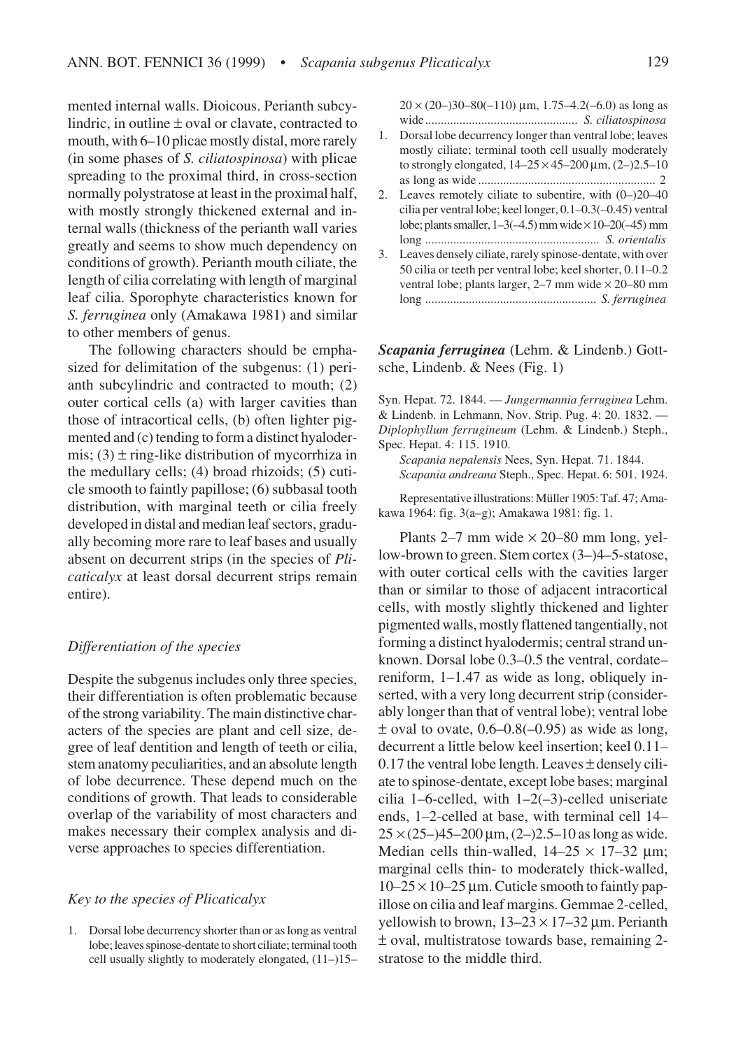mented internal walls. Dioicous. Perianth subcylindric, in outline ± oval or clavate, contracted to mouth, with 6–10 plicae mostly distal, more rarely (in some phases of *S. ciliatospinosa*) with plicae spreading to the proximal third, in cross-section normally polystratose at least in the proximal half, with mostly strongly thickened external and internal walls (thickness of the perianth wall varies greatly and seems to show much dependency on conditions of growth). Perianth mouth ciliate, the length of cilia correlating with length of marginal leaf cilia. Sporophyte characteristics known for *S. ferruginea* only (Amakawa 1981) and similar to other members of genus.

The following characters should be emphasized for delimitation of the subgenus: (1) perianth subcylindric and contracted to mouth; (2) outer cortical cells (a) with larger cavities than those of intracortical cells, (b) often lighter pigmented and (c) tending to form a distinct hyalodermis; (3) ± ring-like distribution of mycorrhiza in the medullary cells; (4) broad rhizoids; (5) cuticle smooth to faintly papillose; (6) subbasal tooth distribution, with marginal teeth or cilia freely developed in distal and median leaf sectors, gradually becoming more rare to leaf bases and usually absent on decurrent strips (in the species of *Plicaticalyx* at least dorsal decurrent strips remain entire).

### *Differentiation of the species*

Despite the subgenus includes only three species, their differentiation is often problematic because of the strong variability. The main distinctive characters of the species are plant and cell size, degree of leaf dentition and length of teeth or cilia, stem anatomy peculiarities, and an absolute length of lobe decurrence. These depend much on the conditions of growth. That leads to considerable overlap of the variability of most characters and makes necessary their complex analysis and diverse approaches to species differentiation.

### *Key to the species of Plicaticalyx*

1. Dorsal lobe decurrency shorter than or as long as ventral lobe; leaves spinose-dentate to short ciliate; terminal tooth cell usually slightly to moderately elongated, (11–)15–20 × (20–)30–80(–110) µm, 1.75–4.2(–6.0) as long as wide ................................................ *S. ciliatospinosa*
1. Dorsal lobe decurrency longer than ventral lobe; leaves mostly ciliate; terminal tooth cell usually moderately to strongly elongated, 14–25 × 45–200 µm, (2–)2.5–10 as long as wide ........................................................ 2
2. Leaves remotely ciliate to subentire, with (0–)20–40 cilia per ventral lobe; keel longer, 0.1–0.3(–0.45) ventral lobe; plants smaller, 1–3(–4.5) mm wide × 10–20(–45) mm long ....................................................... *S. orientalis*
3. Leaves densely ciliate, rarely spinose-dentate, with over 50 cilia or teeth per ventral lobe; keel shorter, 0.11–0.2 ventral lobe; plants larger, 2–7 mm wide × 20–80 mm long ...................................................... *S. ferruginea*

### ***Scapania ferruginea*** (Lehm. & Lindenb.) Gottsche, Lindenb. & Nees (Fig. 1)

Syn. Hepat. 72. 1844. — *Jungermannia ferruginea* Lehm. & Lindenb. in Lehmann, Nov. Strip. Pug. 4: 20. 1832. — *Diplophyllum ferrugineum* (Lehm. & Lindenb.) Steph., Spec. Hepat. 4: 115. 1910.

*Scapania nepalensis* Nees, Syn. Hepat. 71. 1844.
*Scapania andreana* Steph., Spec. Hepat. 6: 501. 1924.

Representative illustrations: Müller 1905: Taf. 47; Amakawa 1964: fig. 3(a–g); Amakawa 1981: fig. 1.

Plants 2–7 mm wide × 20–80 mm long, yellow-brown to green. Stem cortex (3–)4–5-statose, with outer cortical cells with the cavities larger than or similar to those of adjacent intracortical cells, with mostly slightly thickened and lighter pigmented walls, mostly flattened tangentially, not forming a distinct hyalodermis; central strand unknown. Dorsal lobe 0.3–0.5 the ventral, cordate–reniform, 1–1.47 as wide as long, obliquely inserted, with a very long decurrent strip (considerably longer than that of ventral lobe); ventral lobe ± oval to ovate, 0.6–0.8(–0.95) as wide as long, decurrent a little below keel insertion; keel 0.11–0.17 the ventral lobe length. Leaves ± densely ciliate to spinose-dentate, except lobe bases; marginal cilia 1–6-celled, with 1–2(–3)-celled uniseriate ends, 1–2-celled at base, with terminal cell 14–25 × (25–)45–200 µm, (2–)2.5–10 as long as wide. Median cells thin-walled, 14–25 × 17–32 µm; marginal cells thin- to moderately thick-walled, 10–25 × 10–25 µm. Cuticle smooth to faintly papillose on cilia and leaf margins. Gemmae 2-celled, yellowish to brown, 13–23 × 17–32 µm. Perianth ± oval, multistratose towards base, remaining 2-stratose to the middle third.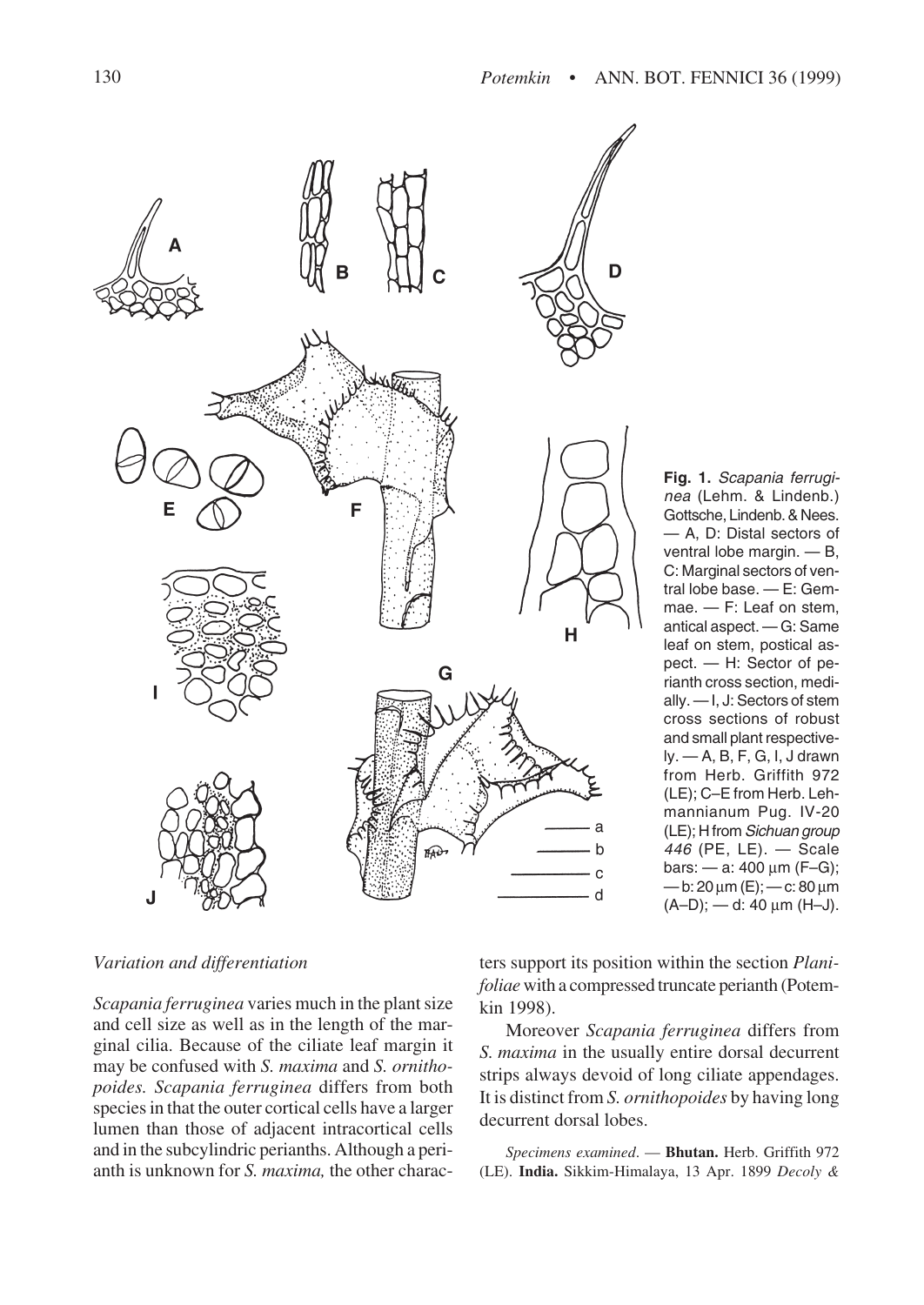**Fig. 1.** *Scapania ferruginea* (Lehm. & Lindenb.) Gottsche, Lindenb. & Nees. — A, D: Distal sectors of ventral lobe margin. — B, C: Marginal sectors of ventral lobe base. — E: Gemmae. — F: Leaf on stem, antical aspect. — G: Same leaf on stem, postical aspect. — H: Sector of perianth cross section, medially. — I, J: Sectors of stem cross sections of robust and small plant respectively. — A, B, F, G, I, J drawn from Herb. Griffith 972 (LE); C–E from Herb. Lehmannianum Pug. IV-20 (LE); H from *Sichuan group 446* (PE, LE). — Scale bars: — a: 400 µm (F–G); — b: 20 µm (E); — c: 80 µm (A–D); — d: 40 µm (H–J).

### *Variation and differentiation*

*Scapania ferruginea* varies much in the plant size and cell size as well as in the length of the marginal cilia. Because of the ciliate leaf margin it may be confused with *S. maxima* and *S. ornithopoides*. *Scapania ferruginea* differs from both species in that the outer cortical cells have a larger lumen than those of adjacent intracortical cells and in the subcylindric perianths. Although a perianth is unknown for *S. maxima,* the other characters support its position within the section *Planifoliae* with a compressed truncate perianth (Potemkin 1998).

Moreover *Scapania ferruginea* differs from *S. maxima* in the usually entire dorsal decurrent strips always devoid of long ciliate appendages. It is distinct from *S. ornithopoides* by having long decurrent dorsal lobes.

*Specimens examined*. — **Bhutan.** Herb. Griffith 972 (LE). **India.** Sikkim-Himalaya, 13 Apr. 1899 *Decoly &*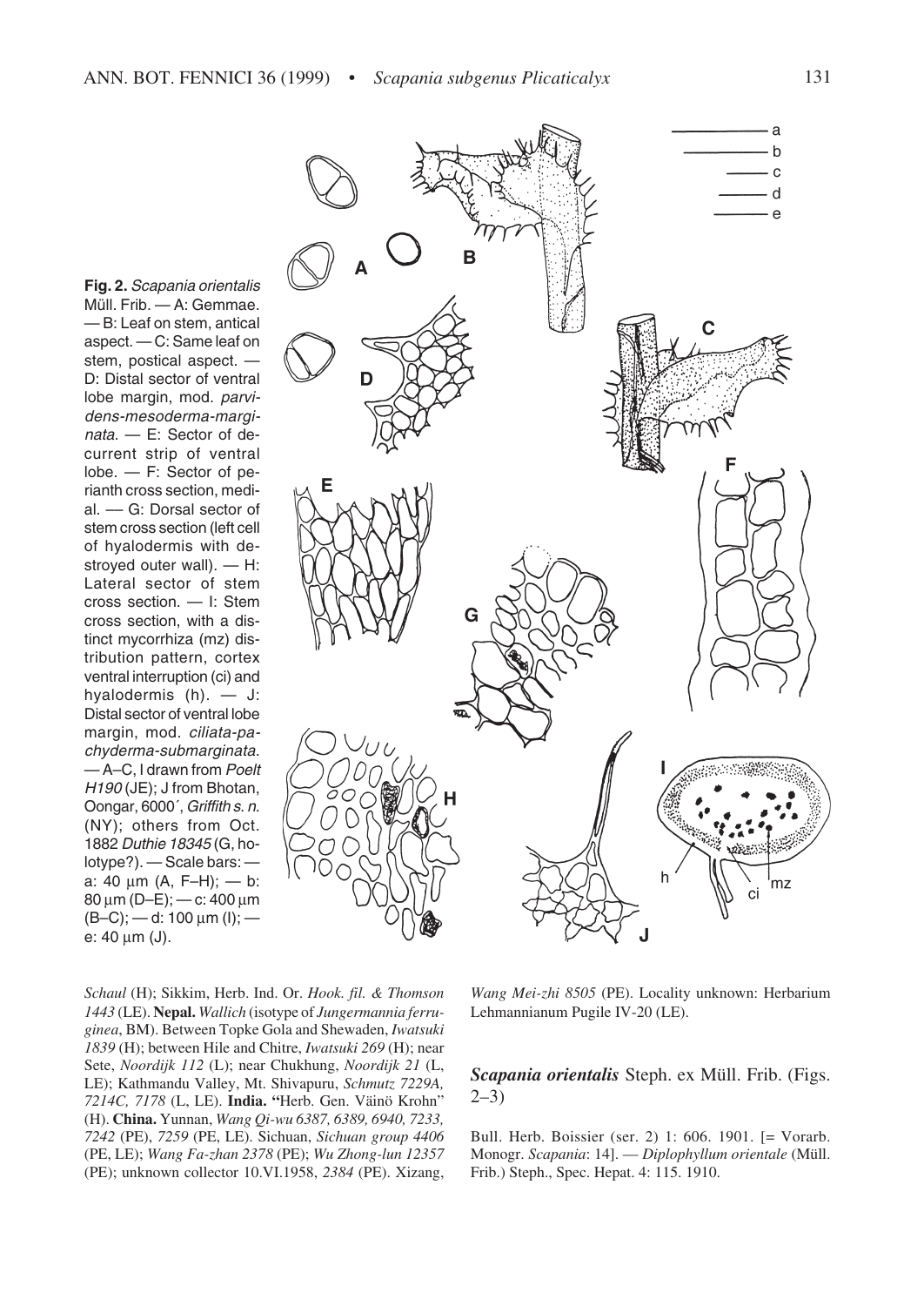**Fig. 2.** *Scapania orientalis* Müll. Frib. — A: Gemmae. — B: Leaf on stem, antical aspect. — C: Same leaf on stem, postical aspect. — D: Distal sector of ventral lobe margin, mod. *parvidens-mesoderma-marginata*. — E: Sector of decurrent strip of ventral lobe. — F: Sector of perianth cross section, medial. — G: Dorsal sector of stem cross section (left cell of hyalodermis with destroyed outer wall). — H: Lateral sector of stem cross section. — I: Stem cross section, with a distinct mycorrhiza (mz) distribution pattern, cortex ventral interruption (ci) and hyalodermis (h). — J: Distal sector of ventral lobe margin, mod. *ciliata-pachyderma-submarginata*. — A–C, I drawn from *Poelt H190* (JE); J from Bhotan, Oongar, 6000´, *Griffith s. n.* (NY); others from Oct. 1882 *Duthie 18345* (G, holotype?). — Scale bars: — a: 40 µm (A, F–H); — b: 80 µm (D–E); — c: 400 µm (B–C); — d: 100 µm (I); — e: 40 µm (J).

*Schaul* (H); Sikkim, Herb. Ind. Or. *Hook. fil. & Thomson 1443* (LE). **Nepal.** *Wallich* (isotype of *Jungermannia ferruginea*, BM). Between Topke Gola and Shewaden, *Iwatsuki 1839* (H); between Hile and Chitre, *Iwatsuki 269* (H); near Sete, *Noordijk 112* (L); near Chukhung, *Noordijk 21* (L, LE); Kathmandu Valley, Mt. Shivapuru, *Schmutz 7229A, 7214C, 7178* (L, LE). **India.** "Herb. Gen. Väinö Krohn" (H). **China.** Yunnan, *Wang Qi-wu 6387, 6389, 6940, 7233, 7242* (PE), *7259* (PE, LE). Sichuan, *Sichuan group 4406* (PE, LE); *Wang Fa-zhan 2378* (PE); *Wu Zhong-lun 12357* (PE); unknown collector 10.VI.1958, *2384* (PE). Xizang, *Wang Mei-zhi 8505* (PE). Locality unknown: Herbarium Lehmannianum Pugile IV-20 (LE).

### *Scapania orientalis* Steph. ex Müll. Frib. (Figs. 2–3)

Bull. Herb. Boissier (ser. 2) 1: 606. 1901. [= Vorarb. Monogr. *Scapania*: 14]. — *Diplophyllum orientale* (Müll. Frib.) Steph., Spec. Hepat. 4: 115. 1910.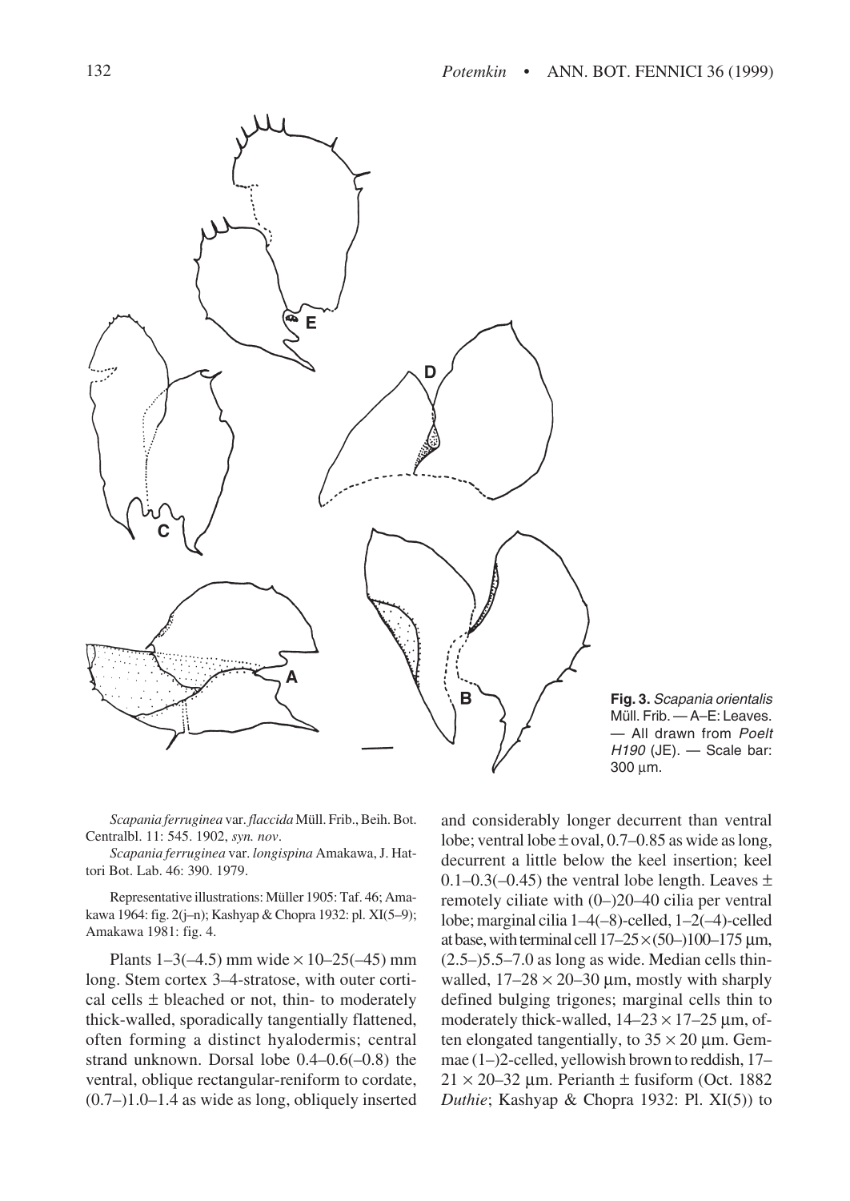**Fig. 3.** *Scapania orientalis* Müll. Frib. — A–E: Leaves. — All drawn from *Poelt H190* (JE). — Scale bar: 300 µm.

*Scapania ferruginea* var. *flaccida* Müll. Frib., Beih. Bot. Centralbl. 11: 545. 1902, *syn. nov*.

*Scapania ferruginea* var. *longispina* Amakawa, J. Hattori Bot. Lab. 46: 390. 1979.

Representative illustrations: Müller 1905: Taf. 46; Amakawa 1964: fig. 2(j–n); Kashyap & Chopra 1932: pl. XI(5–9); Amakawa 1981: fig. 4.

Plants 1–3(–4.5) mm wide × 10–25(–45) mm long. Stem cortex 3–4-stratose, with outer cortical cells ± bleached or not, thin- to moderately thick-walled, sporadically tangentially flattened, often forming a distinct hyalodermis; central strand unknown. Dorsal lobe 0.4–0.6(–0.8) the ventral, oblique rectangular-reniform to cordate, (0.7–)1.0–1.4 as wide as long, obliquely inserted and considerably longer decurrent than ventral lobe; ventral lobe ± oval, 0.7–0.85 as wide as long, decurrent a little below the keel insertion; keel 0.1–0.3(–0.45) the ventral lobe length. Leaves ± remotely ciliate with (0–)20–40 cilia per ventral lobe; marginal cilia 1–4(–8)-celled, 1–2(–4)-celled at base, with terminal cell 17–25 × (50–)100–175 µm, (2.5–)5.5–7.0 as long as wide. Median cells thin-walled, 17–28 × 20–30 µm, mostly with sharply defined bulging trigones; marginal cells thin to moderately thick-walled, 14–23 × 17–25 µm, often elongated tangentially, to 35 × 20 µm. Gemmae (1–)2-celled, yellowish brown to reddish, 17–21 × 20–32 µm. Perianth ± fusiform (Oct. 1882 *Duthie*; Kashyap & Chopra 1932: Pl. XI(5)) to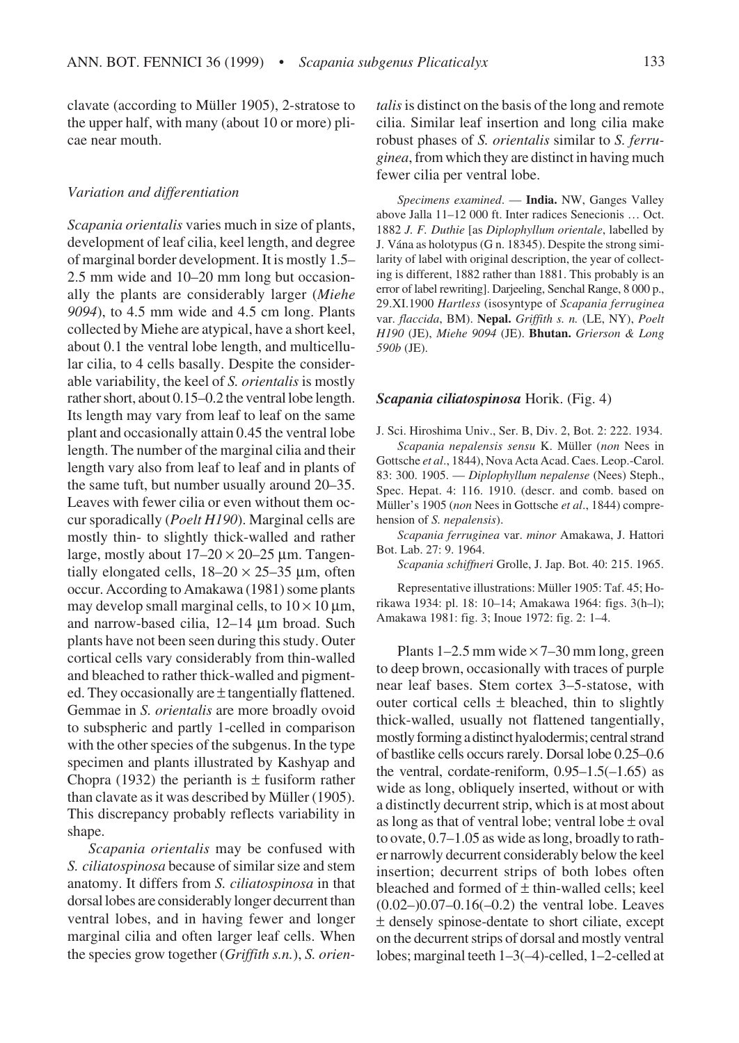clavate (according to Müller 1905), 2-stratose to the upper half, with many (about 10 or more) plicae near mouth.

### *Variation and differentiation*

*Scapania orientalis* varies much in size of plants, development of leaf cilia, keel length, and degree of marginal border development. It is mostly 1.5–2.5 mm wide and 10–20 mm long but occasionally the plants are considerably larger (*Miehe 9094*), to 4.5 mm wide and 4.5 cm long. Plants collected by Miehe are atypical, have a short keel, about 0.1 the ventral lobe length, and multicellular cilia, to 4 cells basally. Despite the considerable variability, the keel of *S. orientalis* is mostly rather short, about 0.15–0.2 the ventral lobe length. Its length may vary from leaf to leaf on the same plant and occasionally attain 0.45 the ventral lobe length. The number of the marginal cilia and their length vary also from leaf to leaf and in plants of the same tuft, but number usually around 20–35. Leaves with fewer cilia or even without them occur sporadically (*Poelt H190*). Marginal cells are mostly thin- to slightly thick-walled and rather large, mostly about 17–20 × 20–25 µm. Tangentially elongated cells, 18–20 × 25–35 µm, often occur. According to Amakawa (1981) some plants may develop small marginal cells, to 10 × 10 µm, and narrow-based cilia, 12–14 µm broad. Such plants have not been seen during this study. Outer cortical cells vary considerably from thin-walled and bleached to rather thick-walled and pigmented. They occasionally are ± tangentially flattened. Gemmae in *S. orientalis* are more broadly ovoid to subspheric and partly 1-celled in comparison with the other species of the subgenus. In the type specimen and plants illustrated by Kashyap and Chopra (1932) the perianth is ± fusiform rather than clavate as it was described by Müller (1905). This discrepancy probably reflects variability in shape.

*Scapania orientalis* may be confused with *S. ciliatospinosa* because of similar size and stem anatomy. It differs from *S. ciliatospinosa* in that dorsal lobes are considerably longer decurrent than ventral lobes, and in having fewer and longer marginal cilia and often larger leaf cells. When the species grow together (*Griffith s.n.*), *S. orientalis* is distinct on the basis of the long and remote cilia. Similar leaf insertion and long cilia make robust phases of *S. orientalis* similar to *S. ferruginea*, from which they are distinct in having much fewer cilia per ventral lobe.

*Specimens examined*. — **India.** NW, Ganges Valley above Jalla 11–12 000 ft. Inter radices Senecionis … Oct. 1882 *J. F. Duthie* [as *Diplophyllum orientale*, labelled by J. Váňa as holotypus (G n. 18345). Despite the strong similarity of label with original description, the year of collecting is different, 1882 rather than 1881. This probably is an error of label rewriting]. Darjeeling, Senchal Range, 8 000 p., 29.XI.1900 *Hartless* (isosyntype of *Scapania ferruginea* var. *flaccida*, BM). **Nepal.** *Griffith s. n.* (LE, NY), *Poelt H190* (JE), *Miehe 9094* (JE). **Bhutan.** *Grierson & Long 590b* (JE).

### *Scapania ciliatospinosa* Horik. (Fig. 4)

J. Sci. Hiroshima Univ., Ser. B, Div. 2, Bot. 2: 222. 1934.

*Scapania nepalensis sensu* K. Müller (*non* Nees in Gottsche *et al*., 1844), Nova Acta Acad. Caes. Leop.-Carol. 83: 300. 1905. — *Diplophyllum nepalense* (Nees) Steph., Spec. Hepat. 4: 116. 1910. (descr. and comb. based on Müller's 1905 (*non* Nees in Gottsche *et al*., 1844) comprehension of *S. nepalensis*).

*Scapania ferruginea* var. *minor* Amakawa, J. Hattori Bot. Lab. 27: 9. 1964.

*Scapania schiffneri* Grolle, J. Jap. Bot. 40: 215. 1965.

Representative illustrations: Müller 1905: Taf. 45; Horikawa 1934: pl. 18: 10–14; Amakawa 1964: figs. 3(h–l); Amakawa 1981: fig. 3; Inoue 1972: fig. 2: 1–4.

Plants 1–2.5 mm wide × 7–30 mm long, green to deep brown, occasionally with traces of purple near leaf bases. Stem cortex 3–5-statose, with outer cortical cells ± bleached, thin to slightly thick-walled, usually not flattened tangentially, mostly forming a distinct hyalodermis; central strand of bastlike cells occurs rarely. Dorsal lobe 0.25–0.6 the ventral, cordate-reniform, 0.95–1.5(–1.65) as wide as long, obliquely inserted, without or with a distinctly decurrent strip, which is at most about as long as that of ventral lobe; ventral lobe ± oval to ovate, 0.7–1.05 as wide as long, broadly to rather narrowly decurrent considerably below the keel insertion; decurrent strips of both lobes often bleached and formed of ± thin-walled cells; keel (0.02–)0.07–0.16(–0.2) the ventral lobe. Leaves ± densely spinose-dentate to short ciliate, except on the decurrent strips of dorsal and mostly ventral lobes; marginal teeth 1–3(–4)-celled, 1–2-celled at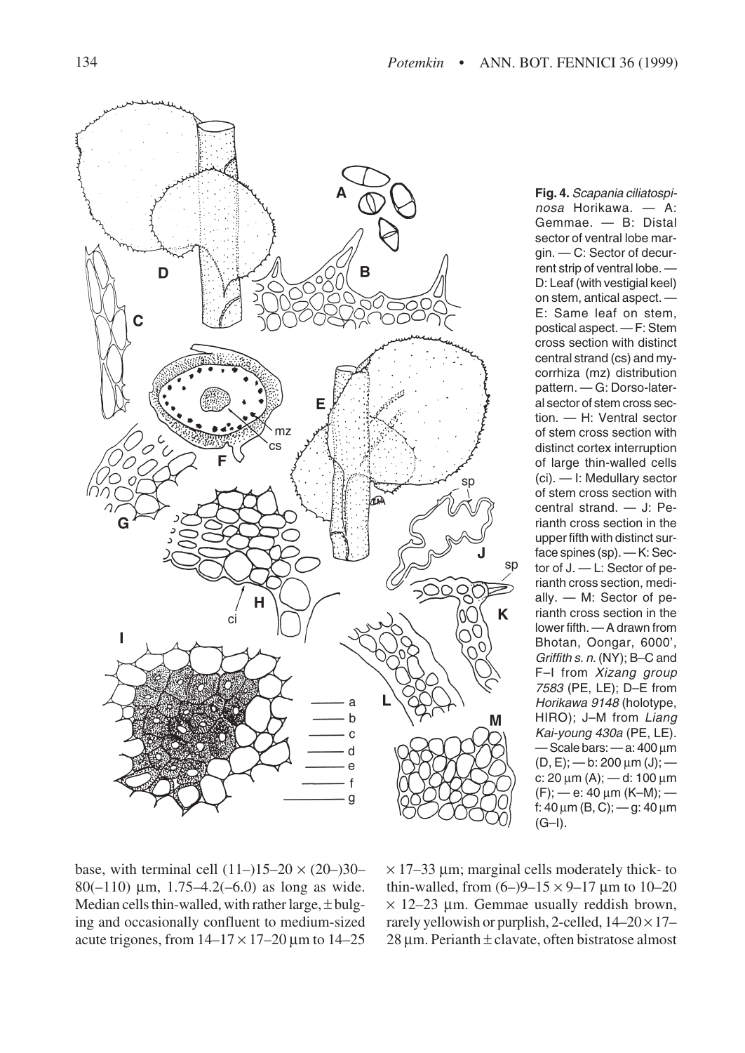**Fig. 4.** *Scapania ciliatospinosa* Horikawa. — A: Gemmae. — B: Distal sector of ventral lobe margin. — C: Sector of decurrent strip of ventral lobe. — D: Leaf (with vestigial keel) on stem, antical aspect. — E: Same leaf on stem, postical aspect. — F: Stem cross section with distinct central strand (cs) and mycorrhiza (mz) distribution pattern. — G: Dorso-lateral sector of stem cross section. — H: Ventral sector of stem cross section with distinct cortex interruption of large thin-walled cells (ci). — I: Medullary sector of stem cross section with central strand. — J: Perianth cross section in the upper fifth with distinct surface spines (sp). — K: Sector of J. — L: Sector of perianth cross section, medially. — M: Sector of perianth cross section in the lower fifth. — A drawn from Bhotan, Oongar, 6000', *Griffith s. n.* (NY); B–C and F–I from *Xizang group 7583* (PE, LE); D–E from *Horikawa 9148* (holotype, HIRO); J–M from *Liang Kai-young 430a* (PE, LE). — Scale bars: — a: 400 μm (D, E); — b: 200 μm (J); — c: 20 μm (A); — d: 100 μm (F); — e: 40 μm (K–M); — f: 40 μm (B, C); — g: 40 μm (G–I).

base, with terminal cell (11–)15–20 × (20–)30–80(–110) μm, 1.75–4.2(–6.0) as long as wide. Median cells thin-walled, with rather large, ± bulging and occasionally confluent to medium-sized acute trigones, from 14–17 × 17–20 μm to 14–25 × 17–33 μm; marginal cells moderately thick- to thin-walled, from (6–)9–15 × 9–17 μm to 10–20 × 12–23 μm. Gemmae usually reddish brown, rarely yellowish or purplish, 2-celled, 14–20 × 17–28 μm. Perianth ± clavate, often bistratose almost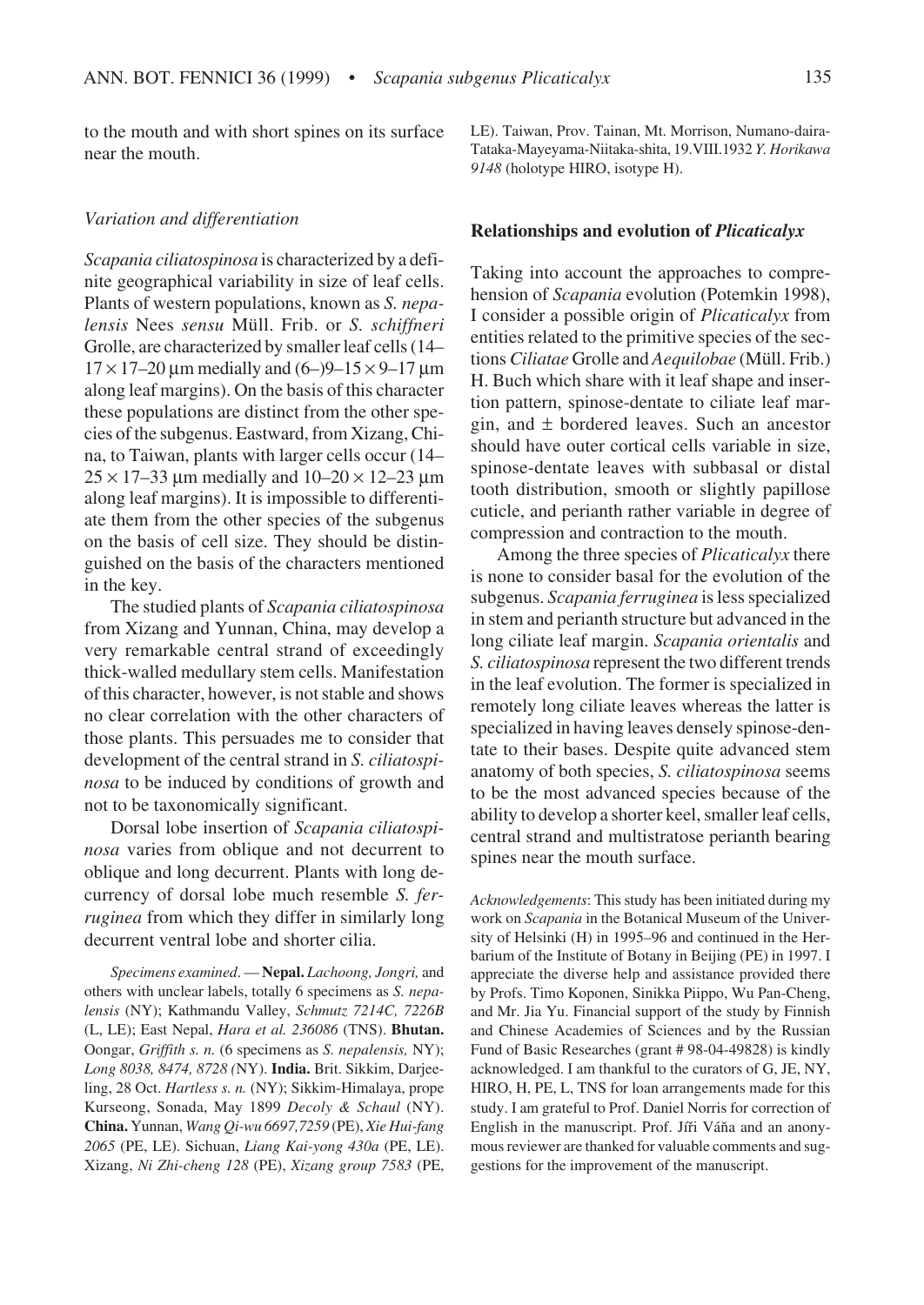to the mouth and with short spines on its surface near the mouth.

### *Variation and differentiation*

*Scapania ciliatospinosa* is characterized by a definite geographical variability in size of leaf cells. Plants of western populations, known as *S. nepalensis* Nees *sensu* Müll. Frib. or *S. schiffneri* Grolle, are characterized by smaller leaf cells (14–$17 \times 17$–20 µm medially and (6–)9–$15 \times 9$–17 µm along leaf margins). On the basis of this character these populations are distinct from the other species of the subgenus. Eastward, from Xizang, China, to Taiwan, plants with larger cells occur (14–$25 \times 17$–33 µm medially and 10–$20 \times 12$–23 µm along leaf margins). It is impossible to differentiate them from the other species of the subgenus on the basis of cell size. They should be distinguished on the basis of the characters mentioned in the key.

The studied plants of *Scapania ciliatospinosa* from Xizang and Yunnan, China, may develop a very remarkable central strand of exceedingly thick-walled medullary stem cells. Manifestation of this character, however, is not stable and shows no clear correlation with the other characters of those plants. This persuades me to consider that development of the central strand in *S. ciliatospinosa* to be induced by conditions of growth and not to be taxonomically significant.

Dorsal lobe insertion of *Scapania ciliatospinosa* varies from oblique and not decurrent to oblique and long decurrent. Plants with long decurrency of dorsal lobe much resemble *S. ferruginea* from which they differ in similarly long decurrent ventral lobe and shorter cilia.

*Specimens examined*. — **Nepal.** *Lachoong, Jongri,* and others with unclear labels, totally 6 specimens as *S. nepalensis* (NY); Kathmandu Valley, *Schmutz 7214C, 7226B* (L, LE); East Nepal, *Hara et al. 236086* (TNS). **Bhutan.** Oongar, *Griffith s. n.* (6 specimens as *S. nepalensis,* NY); *Long 8038, 8474, 8728 (*NY). **India.** Brit. Sikkim, Darjeeling, 28 Oct. *Hartless s. n.* (NY); Sikkim-Himalaya, prope Kurseong, Sonada, May 1899 *Decoly & Schaul* (NY). **China.** Yunnan, *Wang Qi-wu 6697,7259* (PE), *Xie Hui-fang 2065* (PE, LE). Sichuan, *Liang Kai-yong 430a* (PE, LE). Xizang, *Ni Zhi-cheng 128* (PE), *Xizang group 7583* (PE, LE). Taiwan, Prov. Tainan, Mt. Morrison, Numano-daira-Tataka-Mayeyama-Niitaka-shita, 19.VIII.1932 *Y. Horikawa 9148* (holotype HIRO, isotype H).

## Relationships and evolution of *Plicaticalyx*

Taking into account the approaches to comprehension of *Scapania* evolution (Potemkin 1998), I consider a possible origin of *Plicaticalyx* from entities related to the primitive species of the sections *Ciliatae* Grolle and *Aequilobae* (Müll. Frib.) H. Buch which share with it leaf shape and insertion pattern, spinose-dentate to ciliate leaf margin, and ± bordered leaves. Such an ancestor should have outer cortical cells variable in size, spinose-dentate leaves with subbasal or distal tooth distribution, smooth or slightly papillose cuticle, and perianth rather variable in degree of compression and contraction to the mouth.

Among the three species of *Plicaticalyx* there is none to consider basal for the evolution of the subgenus. *Scapania ferruginea* is less specialized in stem and perianth structure but advanced in the long ciliate leaf margin. *Scapania orientalis* and *S. ciliatospinosa* represent the two different trends in the leaf evolution. The former is specialized in remotely long ciliate leaves whereas the latter is specialized in having leaves densely spinose-dentate to their bases. Despite quite advanced stem anatomy of both species, *S. ciliatospinosa* seems to be the most advanced species because of the ability to develop a shorter keel, smaller leaf cells, central strand and multistratose perianth bearing spines near the mouth surface.

*Acknowledgements*: This study has been initiated during my work on *Scapania* in the Botanical Museum of the University of Helsinki (H) in 1995–96 and continued in the Herbarium of the Institute of Botany in Beijing (PE) in 1997. I appreciate the diverse help and assistance provided there by Profs. Timo Koponen, Sinikka Piippo, Wu Pan-Cheng, and Mr. Jia Yu. Financial support of the study by Finnish and Chinese Academies of Sciences and by the Russian Fund of Basic Researches (grant # 98-04-49828) is kindly acknowledged. I am thankful to the curators of G, JE, NY, HIRO, H, PE, L, TNS for loan arrangements made for this study. I am grateful to Prof. Daniel Norris for correction of English in the manuscript. Prof. Jíři Váňa and an anonymous reviewer are thanked for valuable comments and suggestions for the improvement of the manuscript.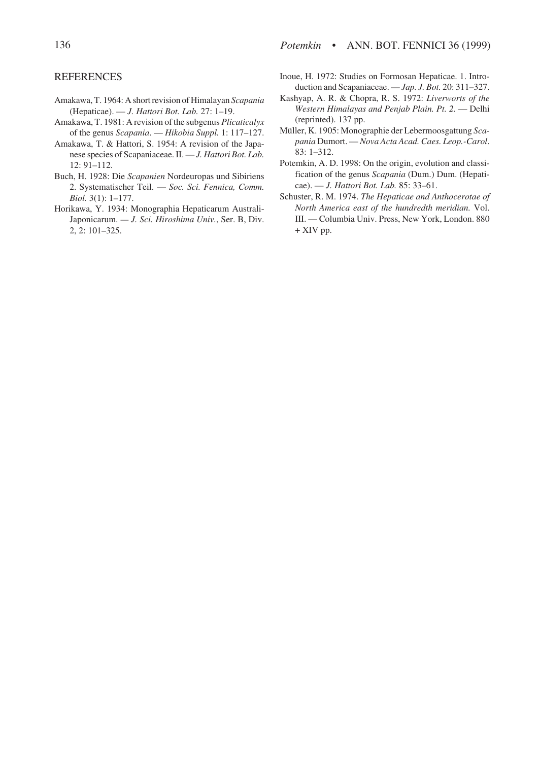## REFERENCES

Amakawa, T. 1964: A short revision of Himalayan *Scapania* (Hepaticae). — *J. Hattori Bot. Lab.* 27: 1–19.

Amakawa, T. 1981: A revision of the subgenus *Plicaticalyx* of the genus *Scapania*. — *Hikobia Suppl.* 1: 117–127.

Amakawa, T. & Hattori, S. 1954: A revision of the Japanese species of Scapaniaceae. II. — *J. Hattori Bot. Lab.* 12: 91–112.

Buch, H. 1928: Die *Scapanien* Nordeuropas und Sibiriens 2. Systematischer Teil. — *Soc. Sci. Fennica, Comm. Biol.* 3(1): 1–177.

Horikawa, Y. 1934: Monographia Hepaticarum Australi-Japonicarum. — *J. Sci. Hiroshima Univ.*, Ser. B, Div. 2, 2: 101–325.

Inoue, H. 1972: Studies on Formosan Hepaticae. 1. Introduction and Scapaniaceae. — *Jap. J. Bot.* 20: 311–327.

Kashyap, A. R. & Chopra, R. S. 1972: *Liverworts of the Western Himalayas and Penjab Plain. Pt. 2.* — Delhi (reprinted). 137 pp.

Müller, K. 1905: Monographie der Lebermoosgattung *Scapania* Dumort. — *Nova Acta Acad. Caes. Leop.-Carol*. 83: 1–312.

Potemkin, A. D. 1998: On the origin, evolution and classification of the genus *Scapania* (Dum.) Dum. (Hepaticae). — *J. Hattori Bot. Lab.* 85: 33–61.

Schuster, R. M. 1974. *The Hepaticae and Anthocerotae of North America east of the hundredth meridian.* Vol. III. — Columbia Univ. Press, New York, London. 880 + XIV pp.